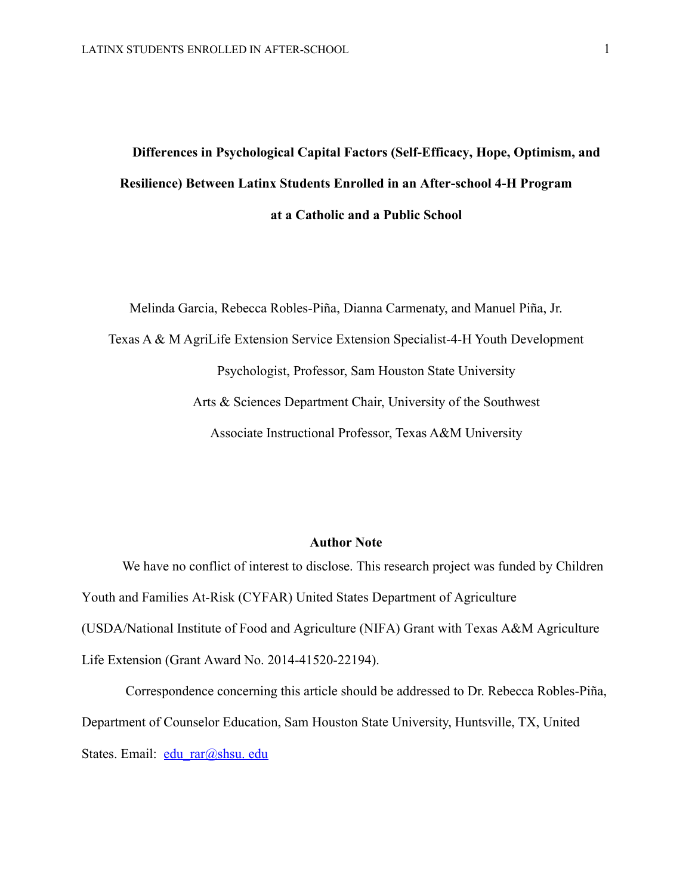# Differences in Psychological Capital Factors (Self-Efficacy, Hope, Optimism, and Resilience) Between Latinx Students Enrolled in an After-school 4-H Program at a Catholic and a Public School

Melinda Garcia, Rebecca Robles-Piña, Dianna Carmenaty, and Manuel Piña, Jr.

Texas A & M AgriLife Extension Service Extension Specialist-4-H Youth Development

Psychologist, Professor, Sam Houston State University

Arts & Sciences Department Chair, University of the Southwest

Associate Instructional Professor, Texas A&M University

## Author Note

We have no conflict of interest to disclose. This research project was funded by Children Youth and Families At-Risk (CYFAR) United States Department of Agriculture (USDA/National Institute of Food and Agriculture (NIFA) Grant with Texas A&M Agriculture Life Extension (Grant Award No. 2014-41520-22194).

Correspondence concerning this article should be addressed to Dr. Rebecca Robles-Piña, Department of Counselor Education, Sam Houston State University, Huntsville, TX, United States. Email: edu_rar@shsu. edu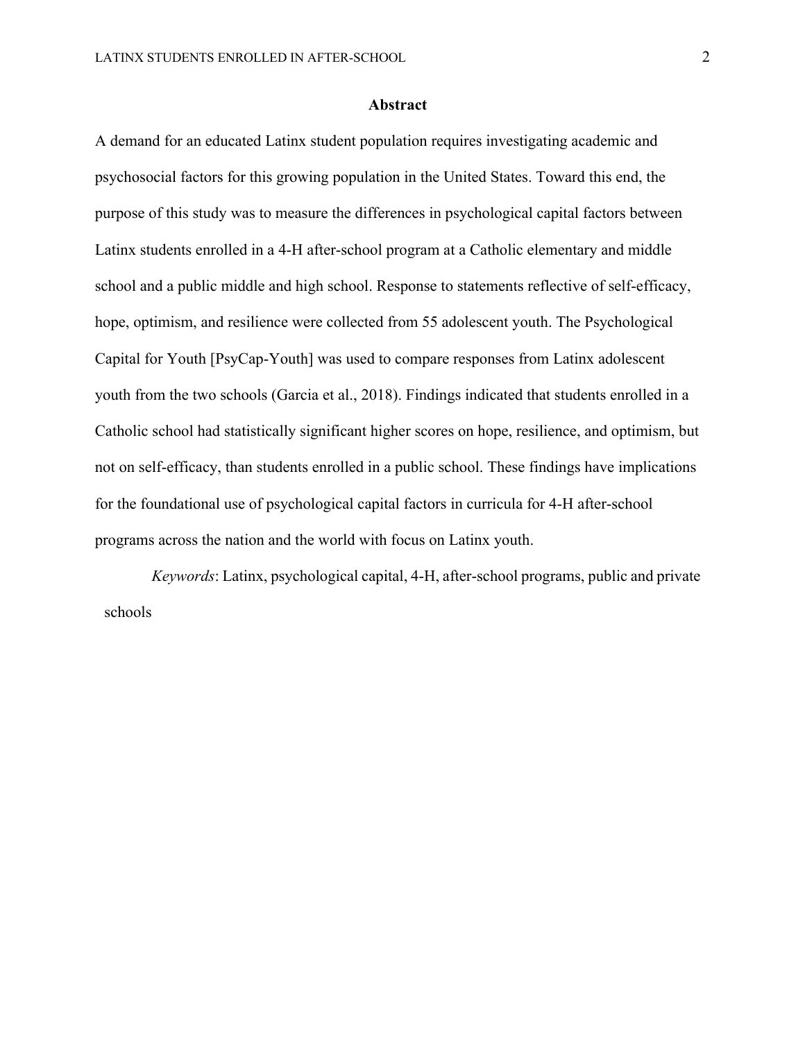# Abstract

A demand for an educated Latinx student population requires investigating academic and psychosocial factors for this growing population in the United States. Toward this end, the purpose of this study was to measure the differences in psychological capital factors between Latinx students enrolled in a 4-H after-school program at a Catholic elementary and middle school and a public middle and high school. Response to statements reflective of self-efficacy, hope, optimism, and resilience were collected from 55 adolescent youth. The Psychological Capital for Youth [PsyCap-Youth] was used to compare responses from Latinx adolescent youth from the two schools (Garcia et al., 2018). Findings indicated that students enrolled in a Catholic school had statistically significant higher scores on hope, resilience, and optimism, but not on self-efficacy, than students enrolled in a public school. These findings have implications for the foundational use of psychological capital factors in curricula for 4-H after-school programs across the nation and the world with focus on Latinx youth.

*Keywords*: Latinx, psychological capital, 4-H, after-school programs, public and private schools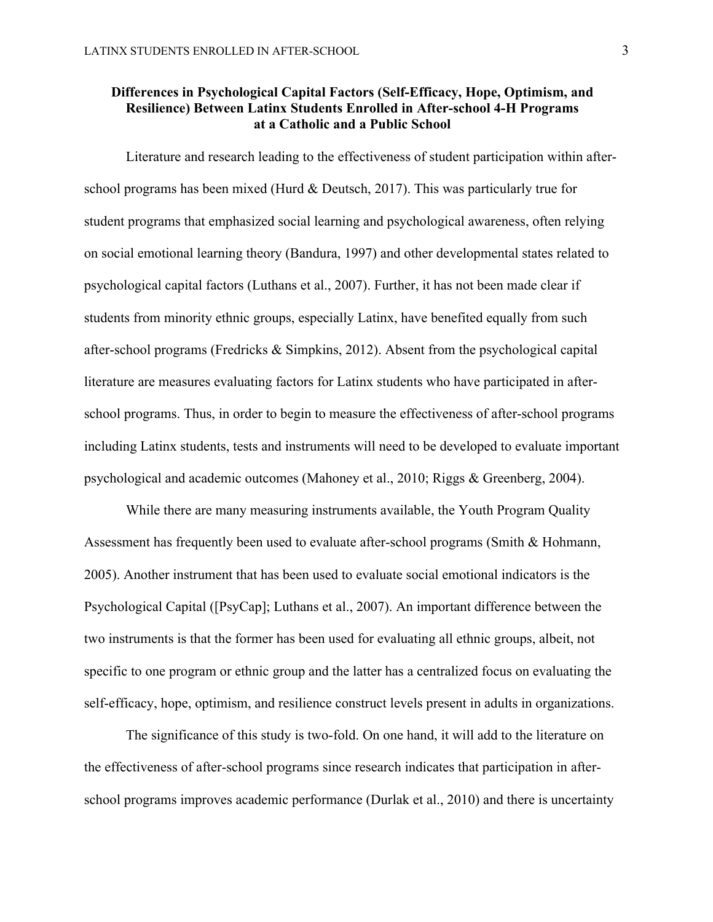**Differences in Psychological Capital Factors (Self-Efficacy, Hope, Optimism, and Resilience) Between Latinx Students Enrolled in After-school 4-H Programs at a Catholic and a Public School**

Literature and research leading to the effectiveness of student participation within after-school programs has been mixed (Hurd & Deutsch, 2017). This was particularly true for student programs that emphasized social learning and psychological awareness, often relying on social emotional learning theory (Bandura, 1997) and other developmental states related to psychological capital factors (Luthans et al., 2007). Further, it has not been made clear if students from minority ethnic groups, especially Latinx, have benefited equally from such after-school programs (Fredricks & Simpkins, 2012). Absent from the psychological capital literature are measures evaluating factors for Latinx students who have participated in after-school programs. Thus, in order to begin to measure the effectiveness of after-school programs including Latinx students, tests and instruments will need to be developed to evaluate important psychological and academic outcomes (Mahoney et al., 2010; Riggs & Greenberg, 2004).

While there are many measuring instruments available, the Youth Program Quality Assessment has frequently been used to evaluate after-school programs (Smith & Hohmann, 2005). Another instrument that has been used to evaluate social emotional indicators is the Psychological Capital ([PsyCap]; Luthans et al., 2007). An important difference between the two instruments is that the former has been used for evaluating all ethnic groups, albeit, not specific to one program or ethnic group and the latter has a centralized focus on evaluating the self-efficacy, hope, optimism, and resilience construct levels present in adults in organizations.

The significance of this study is two-fold. On one hand, it will add to the literature on the effectiveness of after-school programs since research indicates that participation in after-school programs improves academic performance (Durlak et al., 2010) and there is uncertainty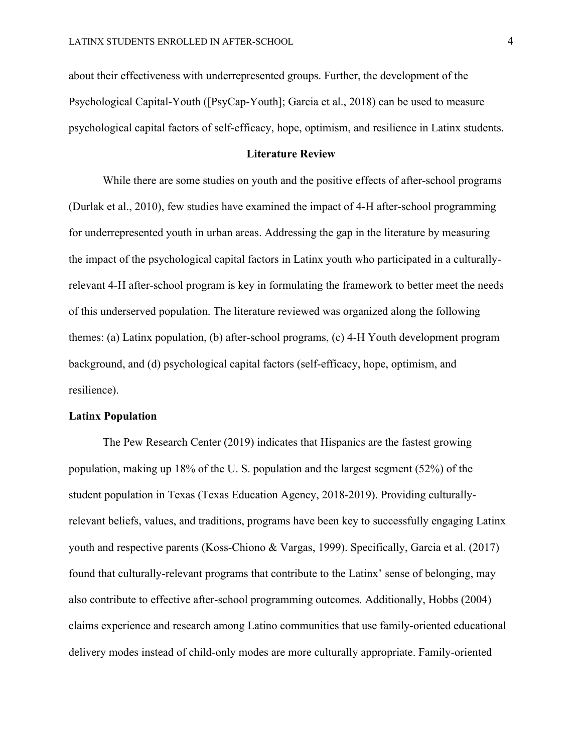about their effectiveness with underrepresented groups. Further, the development of the Psychological Capital-Youth ([PsyCap-Youth]; Garcia et al., 2018) can be used to measure psychological capital factors of self-efficacy, hope, optimism, and resilience in Latinx students.

## Literature Review

While there are some studies on youth and the positive effects of after-school programs (Durlak et al., 2010), few studies have examined the impact of 4-H after-school programming for underrepresented youth in urban areas. Addressing the gap in the literature by measuring the impact of the psychological capital factors in Latinx youth who participated in a culturally-relevant 4-H after-school program is key in formulating the framework to better meet the needs of this underserved population. The literature reviewed was organized along the following themes: (a) Latinx population, (b) after-school programs, (c) 4-H Youth development program background, and (d) psychological capital factors (self-efficacy, hope, optimism, and resilience).

### Latinx Population

The Pew Research Center (2019) indicates that Hispanics are the fastest growing population, making up 18% of the U. S. population and the largest segment (52%) of the student population in Texas (Texas Education Agency, 2018-2019). Providing culturally-relevant beliefs, values, and traditions, programs have been key to successfully engaging Latinx youth and respective parents (Koss-Chiono & Vargas, 1999). Specifically, Garcia et al. (2017) found that culturally-relevant programs that contribute to the Latinx' sense of belonging, may also contribute to effective after-school programming outcomes. Additionally, Hobbs (2004) claims experience and research among Latino communities that use family-oriented educational delivery modes instead of child-only modes are more culturally appropriate. Family-oriented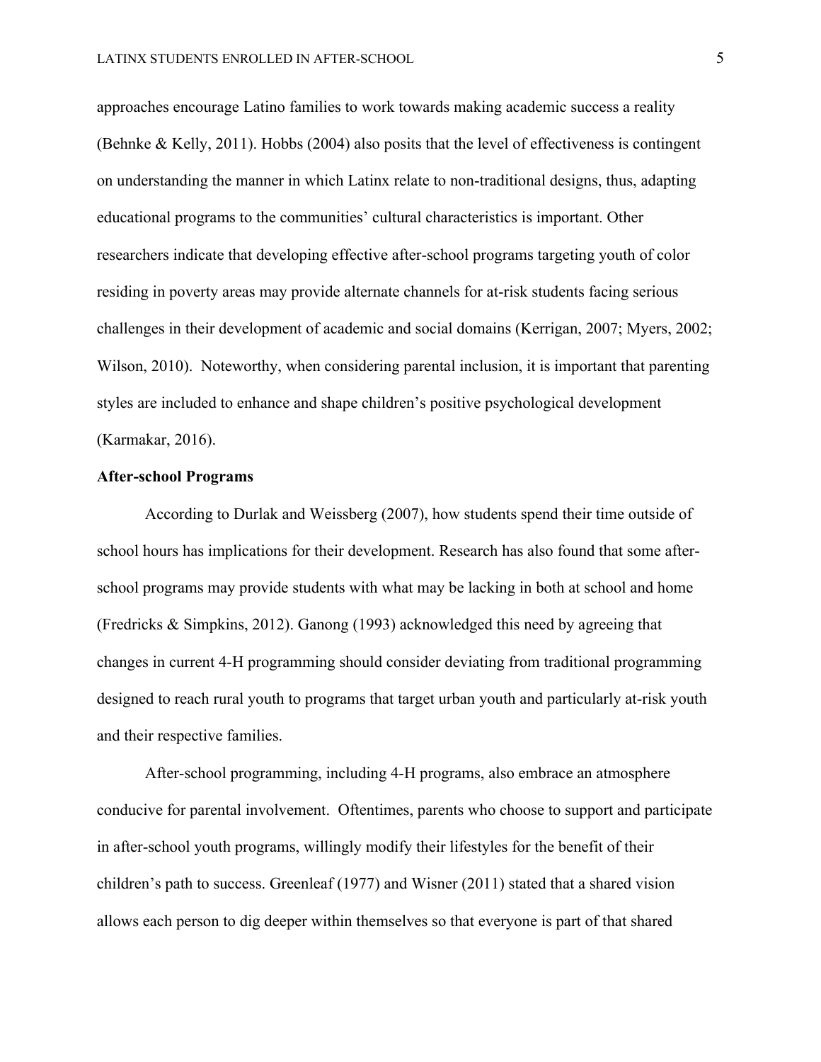approaches encourage Latino families to work towards making academic success a reality (Behnke & Kelly, 2011). Hobbs (2004) also posits that the level of effectiveness is contingent on understanding the manner in which Latinx relate to non-traditional designs, thus, adapting educational programs to the communities' cultural characteristics is important. Other researchers indicate that developing effective after-school programs targeting youth of color residing in poverty areas may provide alternate channels for at-risk students facing serious challenges in their development of academic and social domains (Kerrigan, 2007; Myers, 2002; Wilson, 2010). Noteworthy, when considering parental inclusion, it is important that parenting styles are included to enhance and shape children's positive psychological development (Karmakar, 2016).

**After-school Programs**

According to Durlak and Weissberg (2007), how students spend their time outside of school hours has implications for their development. Research has also found that some after-school programs may provide students with what may be lacking in both at school and home (Fredricks & Simpkins, 2012). Ganong (1993) acknowledged this need by agreeing that changes in current 4-H programming should consider deviating from traditional programming designed to reach rural youth to programs that target urban youth and particularly at-risk youth and their respective families.

After-school programming, including 4-H programs, also embrace an atmosphere conducive for parental involvement. Oftentimes, parents who choose to support and participate in after-school youth programs, willingly modify their lifestyles for the benefit of their children's path to success. Greenleaf (1977) and Wisner (2011) stated that a shared vision allows each person to dig deeper within themselves so that everyone is part of that shared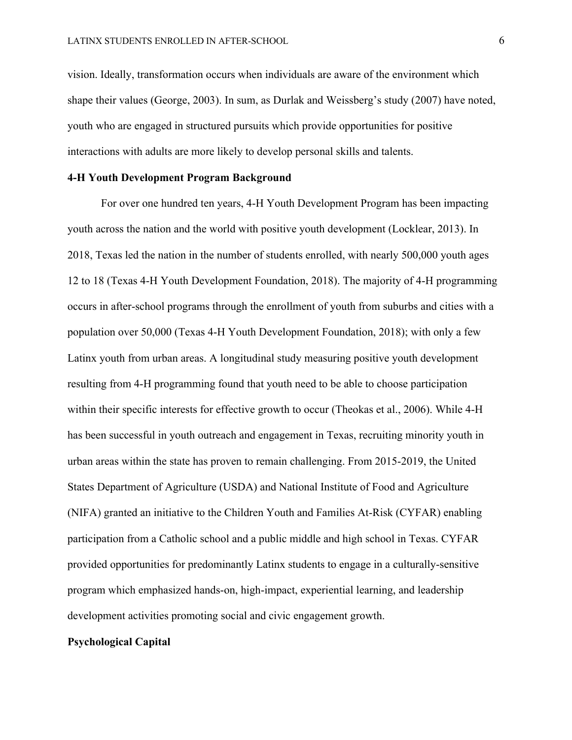vision. Ideally, transformation occurs when individuals are aware of the environment which shape their values (George, 2003). In sum, as Durlak and Weissberg's study (2007) have noted, youth who are engaged in structured pursuits which provide opportunities for positive interactions with adults are more likely to develop personal skills and talents.

**4-H Youth Development Program Background**

For over one hundred ten years, 4-H Youth Development Program has been impacting youth across the nation and the world with positive youth development (Locklear, 2013). In 2018, Texas led the nation in the number of students enrolled, with nearly 500,000 youth ages 12 to 18 (Texas 4-H Youth Development Foundation, 2018). The majority of 4-H programming occurs in after-school programs through the enrollment of youth from suburbs and cities with a population over 50,000 (Texas 4-H Youth Development Foundation, 2018); with only a few Latinx youth from urban areas. A longitudinal study measuring positive youth development resulting from 4-H programming found that youth need to be able to choose participation within their specific interests for effective growth to occur (Theokas et al., 2006). While 4-H has been successful in youth outreach and engagement in Texas, recruiting minority youth in urban areas within the state has proven to remain challenging. From 2015-2019, the United States Department of Agriculture (USDA) and National Institute of Food and Agriculture (NIFA) granted an initiative to the Children Youth and Families At-Risk (CYFAR) enabling participation from a Catholic school and a public middle and high school in Texas. CYFAR provided opportunities for predominantly Latinx students to engage in a culturally-sensitive program which emphasized hands-on, high-impact, experiential learning, and leadership development activities promoting social and civic engagement growth.

**Psychological Capital**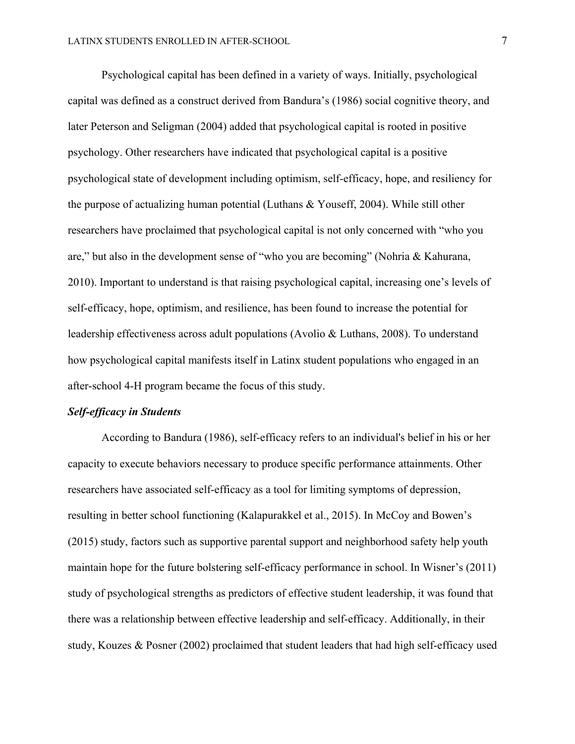Psychological capital has been defined in a variety of ways. Initially, psychological capital was defined as a construct derived from Bandura's (1986) social cognitive theory, and later Peterson and Seligman (2004) added that psychological capital is rooted in positive psychology. Other researchers have indicated that psychological capital is a positive psychological state of development including optimism, self-efficacy, hope, and resiliency for the purpose of actualizing human potential (Luthans & Youseff, 2004). While still other researchers have proclaimed that psychological capital is not only concerned with "who you are," but also in the development sense of "who you are becoming" (Nohria & Kahurana, 2010). Important to understand is that raising psychological capital, increasing one's levels of self-efficacy, hope, optimism, and resilience, has been found to increase the potential for leadership effectiveness across adult populations (Avolio & Luthans, 2008). To understand how psychological capital manifests itself in Latinx student populations who engaged in an after-school 4-H program became the focus of this study.

### *Self-efficacy in Students*

According to Bandura (1986), self-efficacy refers to an individual's belief in his or her capacity to execute behaviors necessary to produce specific performance attainments. Other researchers have associated self-efficacy as a tool for limiting symptoms of depression, resulting in better school functioning (Kalapurakkel et al., 2015). In McCoy and Bowen's (2015) study, factors such as supportive parental support and neighborhood safety help youth maintain hope for the future bolstering self-efficacy performance in school. In Wisner's (2011) study of psychological strengths as predictors of effective student leadership, it was found that there was a relationship between effective leadership and self-efficacy. Additionally, in their study, Kouzes & Posner (2002) proclaimed that student leaders that had high self-efficacy used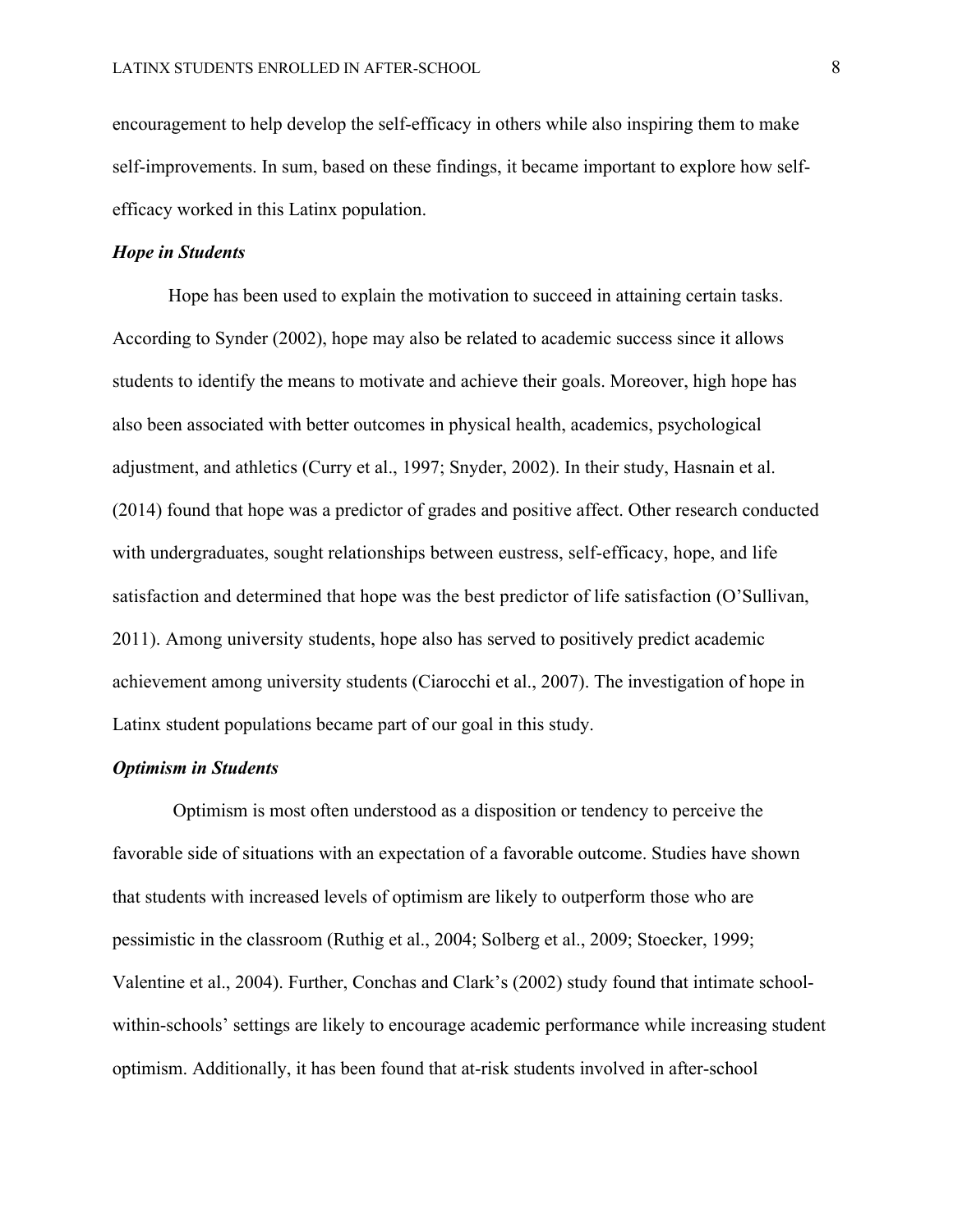encouragement to help develop the self-efficacy in others while also inspiring them to make self-improvements. In sum, based on these findings, it became important to explore how self-efficacy worked in this Latinx population.

### *Hope in Students*

Hope has been used to explain the motivation to succeed in attaining certain tasks. According to Synder (2002), hope may also be related to academic success since it allows students to identify the means to motivate and achieve their goals. Moreover, high hope has also been associated with better outcomes in physical health, academics, psychological adjustment, and athletics (Curry et al., 1997; Snyder, 2002). In their study, Hasnain et al. (2014) found that hope was a predictor of grades and positive affect. Other research conducted with undergraduates, sought relationships between eustress, self-efficacy, hope, and life satisfaction and determined that hope was the best predictor of life satisfaction (O'Sullivan, 2011). Among university students, hope also has served to positively predict academic achievement among university students (Ciarocchi et al., 2007). The investigation of hope in Latinx student populations became part of our goal in this study.

### *Optimism in Students*

Optimism is most often understood as a disposition or tendency to perceive the favorable side of situations with an expectation of a favorable outcome. Studies have shown that students with increased levels of optimism are likely to outperform those who are pessimistic in the classroom (Ruthig et al., 2004; Solberg et al., 2009; Stoecker, 1999; Valentine et al., 2004). Further, Conchas and Clark's (2002) study found that intimate school-within-schools' settings are likely to encourage academic performance while increasing student optimism. Additionally, it has been found that at-risk students involved in after-school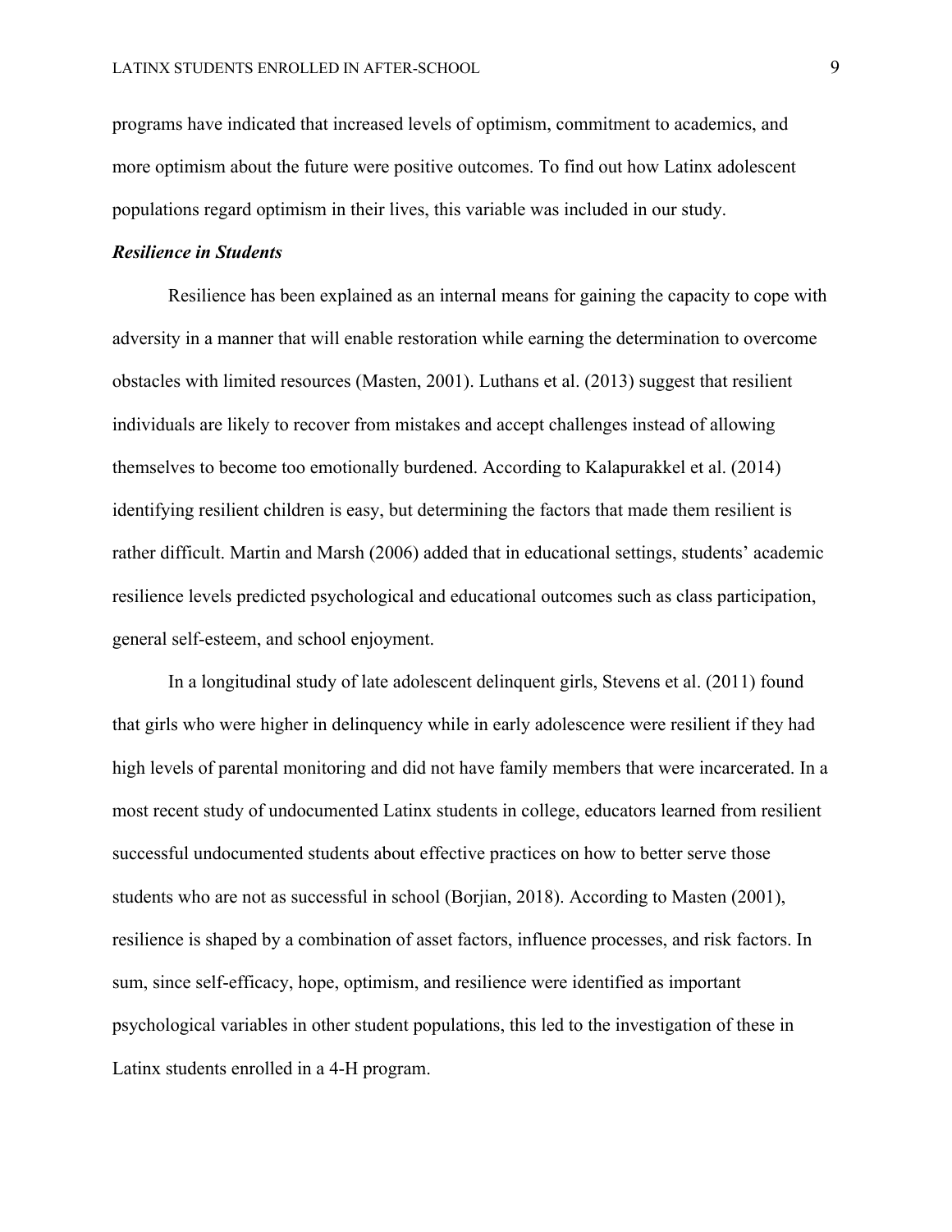programs have indicated that increased levels of optimism, commitment to academics, and more optimism about the future were positive outcomes. To find out how Latinx adolescent populations regard optimism in their lives, this variable was included in our study.

### ***Resilience in Students***

Resilience has been explained as an internal means for gaining the capacity to cope with adversity in a manner that will enable restoration while earning the determination to overcome obstacles with limited resources (Masten, 2001). Luthans et al. (2013) suggest that resilient individuals are likely to recover from mistakes and accept challenges instead of allowing themselves to become too emotionally burdened. According to Kalapurakkel et al. (2014) identifying resilient children is easy, but determining the factors that made them resilient is rather difficult. Martin and Marsh (2006) added that in educational settings, students' academic resilience levels predicted psychological and educational outcomes such as class participation, general self-esteem, and school enjoyment.

In a longitudinal study of late adolescent delinquent girls, Stevens et al. (2011) found that girls who were higher in delinquency while in early adolescence were resilient if they had high levels of parental monitoring and did not have family members that were incarcerated. In a most recent study of undocumented Latinx students in college, educators learned from resilient successful undocumented students about effective practices on how to better serve those students who are not as successful in school (Borjian, 2018). According to Masten (2001), resilience is shaped by a combination of asset factors, influence processes, and risk factors. In sum, since self-efficacy, hope, optimism, and resilience were identified as important psychological variables in other student populations, this led to the investigation of these in Latinx students enrolled in a 4-H program.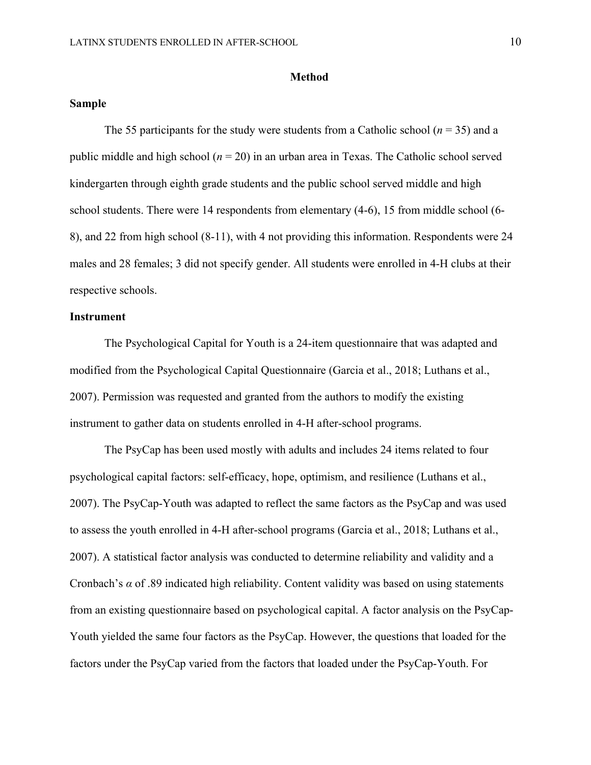## Method

### Sample

The 55 participants for the study were students from a Catholic school (*n* = 35) and a public middle and high school (*n* = 20) in an urban area in Texas. The Catholic school served kindergarten through eighth grade students and the public school served middle and high school students. There were 14 respondents from elementary (4-6), 15 from middle school (6-8), and 22 from high school (8-11), with 4 not providing this information. Respondents were 24 males and 28 females; 3 did not specify gender. All students were enrolled in 4-H clubs at their respective schools.

### Instrument

The Psychological Capital for Youth is a 24-item questionnaire that was adapted and modified from the Psychological Capital Questionnaire (Garcia et al., 2018; Luthans et al., 2007). Permission was requested and granted from the authors to modify the existing instrument to gather data on students enrolled in 4-H after-school programs.

The PsyCap has been used mostly with adults and includes 24 items related to four psychological capital factors: self-efficacy, hope, optimism, and resilience (Luthans et al., 2007). The PsyCap-Youth was adapted to reflect the same factors as the PsyCap and was used to assess the youth enrolled in 4-H after-school programs (Garcia et al., 2018; Luthans et al., 2007). A statistical factor analysis was conducted to determine reliability and validity and a Cronbach's $\alpha$ of .89 indicated high reliability. Content validity was based on using statements from an existing questionnaire based on psychological capital. A factor analysis on the PsyCap-Youth yielded the same four factors as the PsyCap. However, the questions that loaded for the factors under the PsyCap varied from the factors that loaded under the PsyCap-Youth. For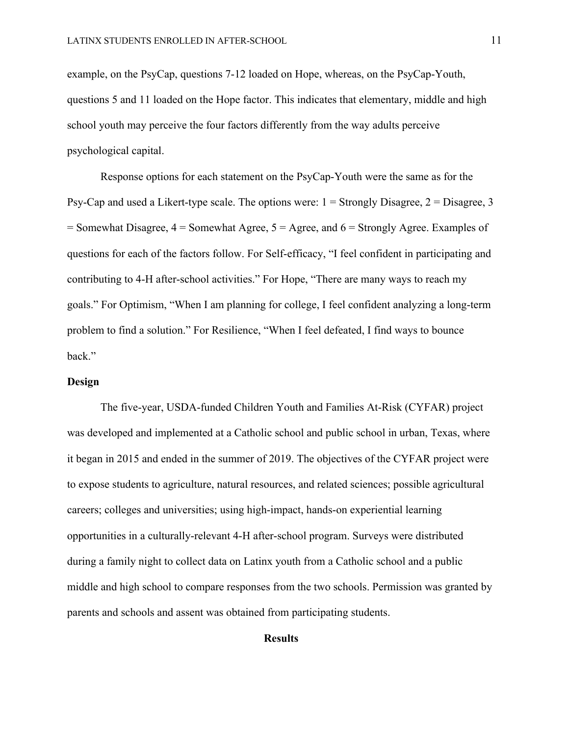example, on the PsyCap, questions 7-12 loaded on Hope, whereas, on the PsyCap-Youth, questions 5 and 11 loaded on the Hope factor. This indicates that elementary, middle and high school youth may perceive the four factors differently from the way adults perceive psychological capital.

Response options for each statement on the PsyCap-Youth were the same as for the Psy-Cap and used a Likert-type scale. The options were: 1 = Strongly Disagree, 2 = Disagree, 3 = Somewhat Disagree, 4 = Somewhat Agree, 5 = Agree, and 6 = Strongly Agree. Examples of questions for each of the factors follow. For Self-efficacy, "I feel confident in participating and contributing to 4-H after-school activities." For Hope, "There are many ways to reach my goals." For Optimism, "When I am planning for college, I feel confident analyzing a long-term problem to find a solution." For Resilience, "When I feel defeated, I find ways to bounce back."

**Design**

The five-year, USDA-funded Children Youth and Families At-Risk (CYFAR) project was developed and implemented at a Catholic school and public school in urban, Texas, where it began in 2015 and ended in the summer of 2019. The objectives of the CYFAR project were to expose students to agriculture, natural resources, and related sciences; possible agricultural careers; colleges and universities; using high-impact, hands-on experiential learning opportunities in a culturally-relevant 4-H after-school program. Surveys were distributed during a family night to collect data on Latinx youth from a Catholic school and a public middle and high school to compare responses from the two schools. Permission was granted by parents and schools and assent was obtained from participating students.

## Results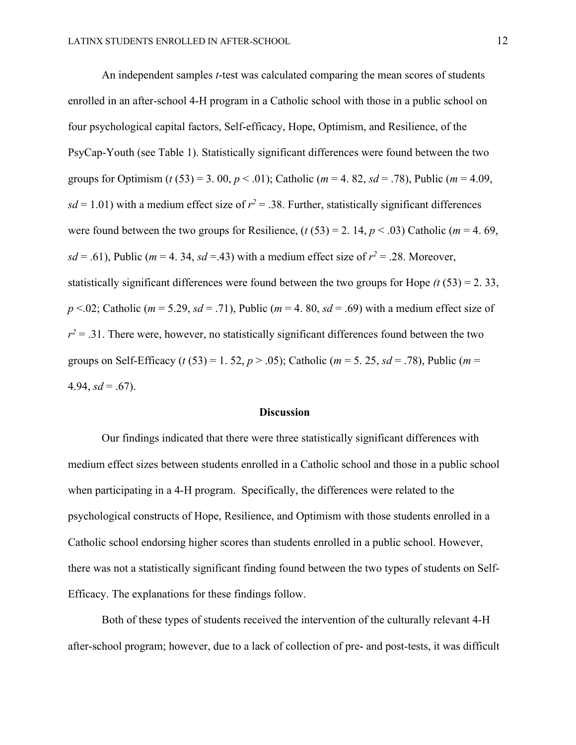An independent samples *t*-test was calculated comparing the mean scores of students enrolled in an after-school 4-H program in a Catholic school with those in a public school on four psychological capital factors, Self-efficacy, Hope, Optimism, and Resilience, of the PsyCap-Youth (see Table 1). Statistically significant differences were found between the two groups for Optimism ($t$ (53) = 3. 00, $p < .01$); Catholic ($m$ = 4. 82, $sd$ = .78), Public ($m$ = 4.09, $sd$ = 1.01) with a medium effect size of $r^2 = .38$. Further, statistically significant differences were found between the two groups for Resilience, ($t$ (53) = 2. 14, $p < .03$) Catholic ($m$ = 4. 69, $sd$ = .61), Public ($m$ = 4. 34, $sd$ =.43) with a medium effect size of $r^2 = .28$. Moreover, statistically significant differences were found between the two groups for Hope *(t* (53) = 2. 33, $p < .02$; Catholic ($m$ = 5.29, $sd$ = .71), Public ($m$ = 4. 80, $sd$ = .69) with a medium effect size of $r^2 = .31$. There were, however, no statistically significant differences found between the two groups on Self-Efficacy ($t$ (53) = 1. 52, $p > .05$); Catholic ($m$ = 5. 25, $sd$ = .78), Public ($m$ = 4.94, $sd$ = .67).

## Discussion

Our findings indicated that there were three statistically significant differences with medium effect sizes between students enrolled in a Catholic school and those in a public school when participating in a 4-H program. Specifically, the differences were related to the psychological constructs of Hope, Resilience, and Optimism with those students enrolled in a Catholic school endorsing higher scores than students enrolled in a public school. However, there was not a statistically significant finding found between the two types of students on Self-Efficacy. The explanations for these findings follow.

Both of these types of students received the intervention of the culturally relevant 4-H after-school program; however, due to a lack of collection of pre- and post-tests, it was difficult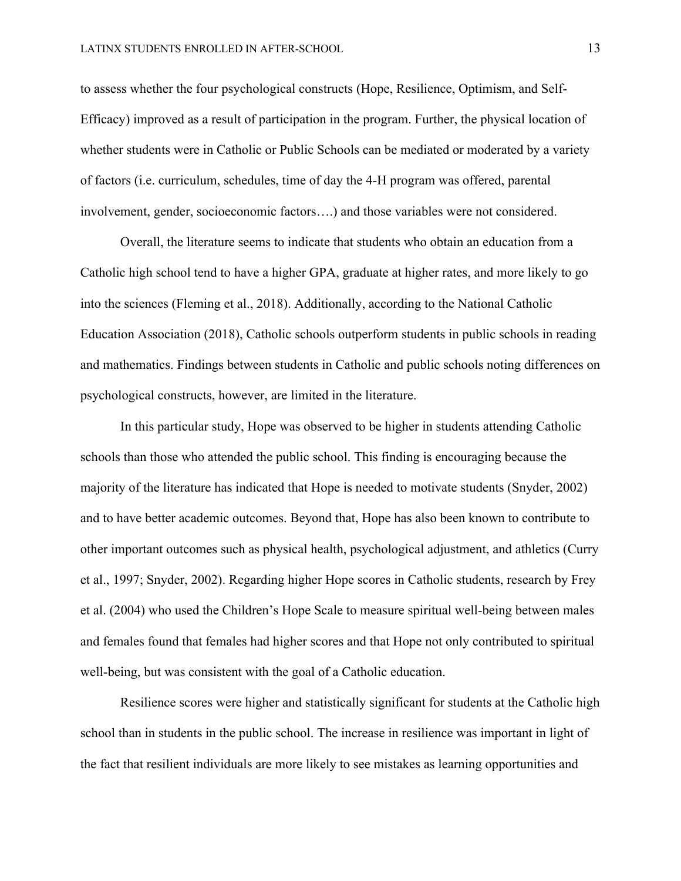to assess whether the four psychological constructs (Hope, Resilience, Optimism, and Self-Efficacy) improved as a result of participation in the program. Further, the physical location of whether students were in Catholic or Public Schools can be mediated or moderated by a variety of factors (i.e. curriculum, schedules, time of day the 4-H program was offered, parental involvement, gender, socioeconomic factors….) and those variables were not considered.

Overall, the literature seems to indicate that students who obtain an education from a Catholic high school tend to have a higher GPA, graduate at higher rates, and more likely to go into the sciences (Fleming et al., 2018). Additionally, according to the National Catholic Education Association (2018), Catholic schools outperform students in public schools in reading and mathematics. Findings between students in Catholic and public schools noting differences on psychological constructs, however, are limited in the literature.

In this particular study, Hope was observed to be higher in students attending Catholic schools than those who attended the public school. This finding is encouraging because the majority of the literature has indicated that Hope is needed to motivate students (Snyder, 2002) and to have better academic outcomes. Beyond that, Hope has also been known to contribute to other important outcomes such as physical health, psychological adjustment, and athletics (Curry et al., 1997; Snyder, 2002). Regarding higher Hope scores in Catholic students, research by Frey et al. (2004) who used the Children's Hope Scale to measure spiritual well-being between males and females found that females had higher scores and that Hope not only contributed to spiritual well-being, but was consistent with the goal of a Catholic education.

Resilience scores were higher and statistically significant for students at the Catholic high school than in students in the public school. The increase in resilience was important in light of the fact that resilient individuals are more likely to see mistakes as learning opportunities and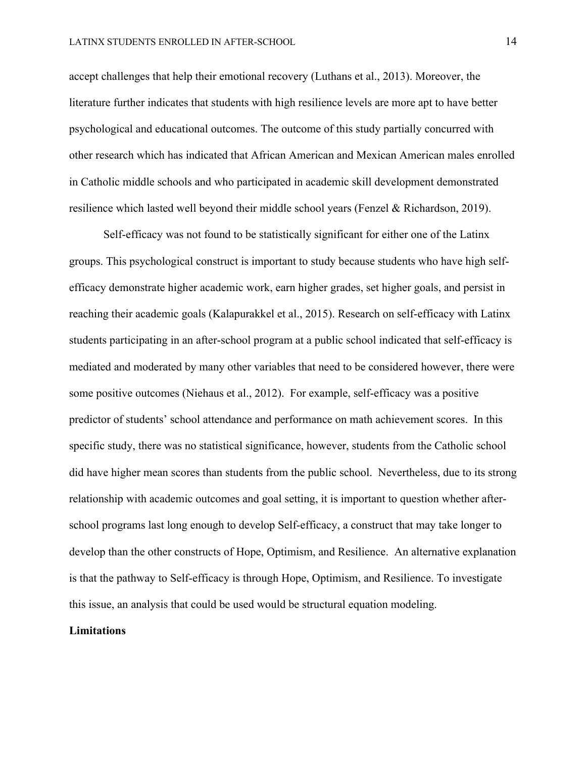accept challenges that help their emotional recovery (Luthans et al., 2013). Moreover, the literature further indicates that students with high resilience levels are more apt to have better psychological and educational outcomes. The outcome of this study partially concurred with other research which has indicated that African American and Mexican American males enrolled in Catholic middle schools and who participated in academic skill development demonstrated resilience which lasted well beyond their middle school years (Fenzel & Richardson, 2019).

Self-efficacy was not found to be statistically significant for either one of the Latinx groups. This psychological construct is important to study because students who have high self-efficacy demonstrate higher academic work, earn higher grades, set higher goals, and persist in reaching their academic goals (Kalapurakkel et al., 2015). Research on self-efficacy with Latinx students participating in an after-school program at a public school indicated that self-efficacy is mediated and moderated by many other variables that need to be considered however, there were some positive outcomes (Niehaus et al., 2012). For example, self-efficacy was a positive predictor of students' school attendance and performance on math achievement scores. In this specific study, there was no statistical significance, however, students from the Catholic school did have higher mean scores than students from the public school. Nevertheless, due to its strong relationship with academic outcomes and goal setting, it is important to question whether after-school programs last long enough to develop Self-efficacy, a construct that may take longer to develop than the other constructs of Hope, Optimism, and Resilience. An alternative explanation is that the pathway to Self-efficacy is through Hope, Optimism, and Resilience. To investigate this issue, an analysis that could be used would be structural equation modeling.

## Limitations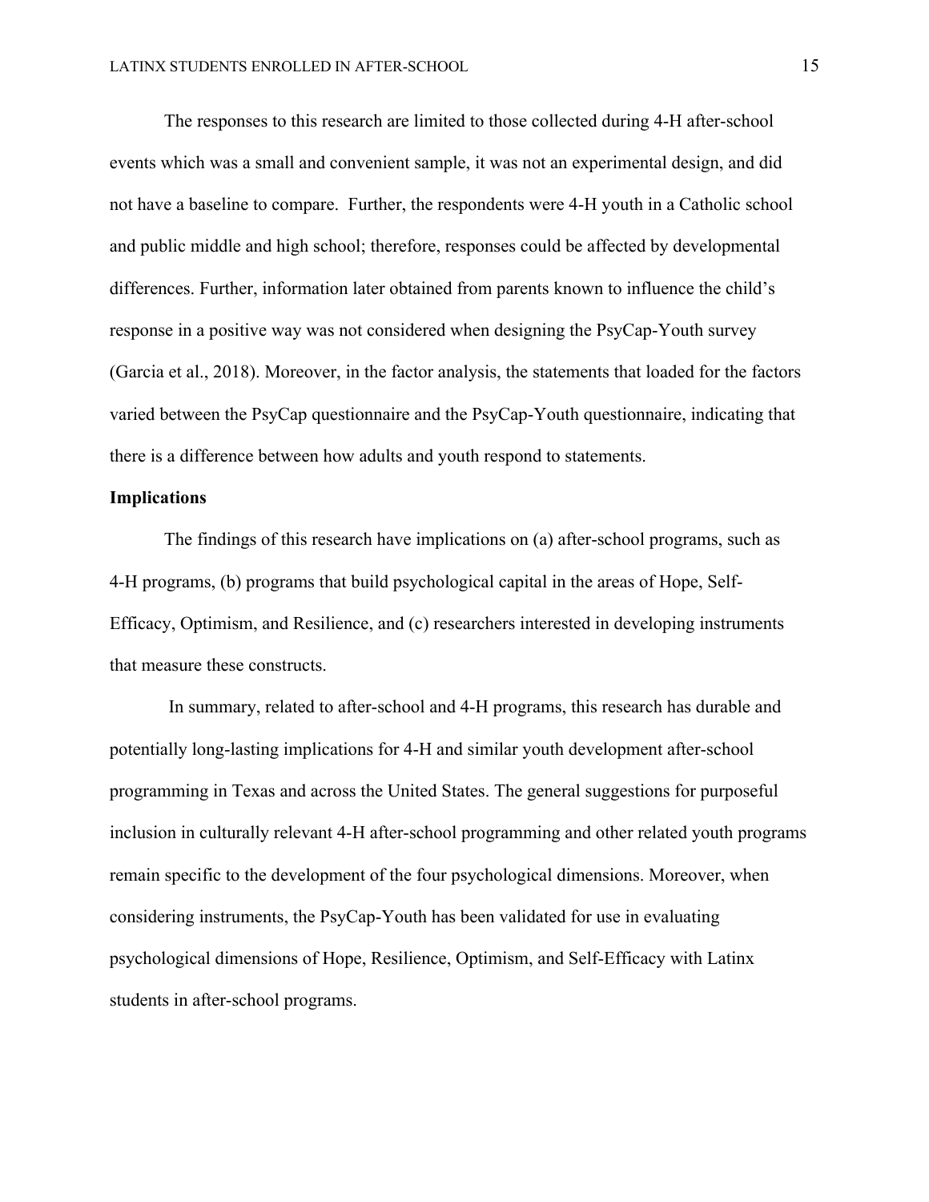The responses to this research are limited to those collected during 4-H after-school events which was a small and convenient sample, it was not an experimental design, and did not have a baseline to compare. Further, the respondents were 4-H youth in a Catholic school and public middle and high school; therefore, responses could be affected by developmental differences. Further, information later obtained from parents known to influence the child's response in a positive way was not considered when designing the PsyCap-Youth survey (Garcia et al., 2018). Moreover, in the factor analysis, the statements that loaded for the factors varied between the PsyCap questionnaire and the PsyCap-Youth questionnaire, indicating that there is a difference between how adults and youth respond to statements.

**Implications**

The findings of this research have implications on (a) after-school programs, such as 4-H programs, (b) programs that build psychological capital in the areas of Hope, Self-Efficacy, Optimism, and Resilience, and (c) researchers interested in developing instruments that measure these constructs.

In summary, related to after-school and 4-H programs, this research has durable and potentially long-lasting implications for 4-H and similar youth development after-school programming in Texas and across the United States. The general suggestions for purposeful inclusion in culturally relevant 4-H after-school programming and other related youth programs remain specific to the development of the four psychological dimensions. Moreover, when considering instruments, the PsyCap-Youth has been validated for use in evaluating psychological dimensions of Hope, Resilience, Optimism, and Self-Efficacy with Latinx students in after-school programs.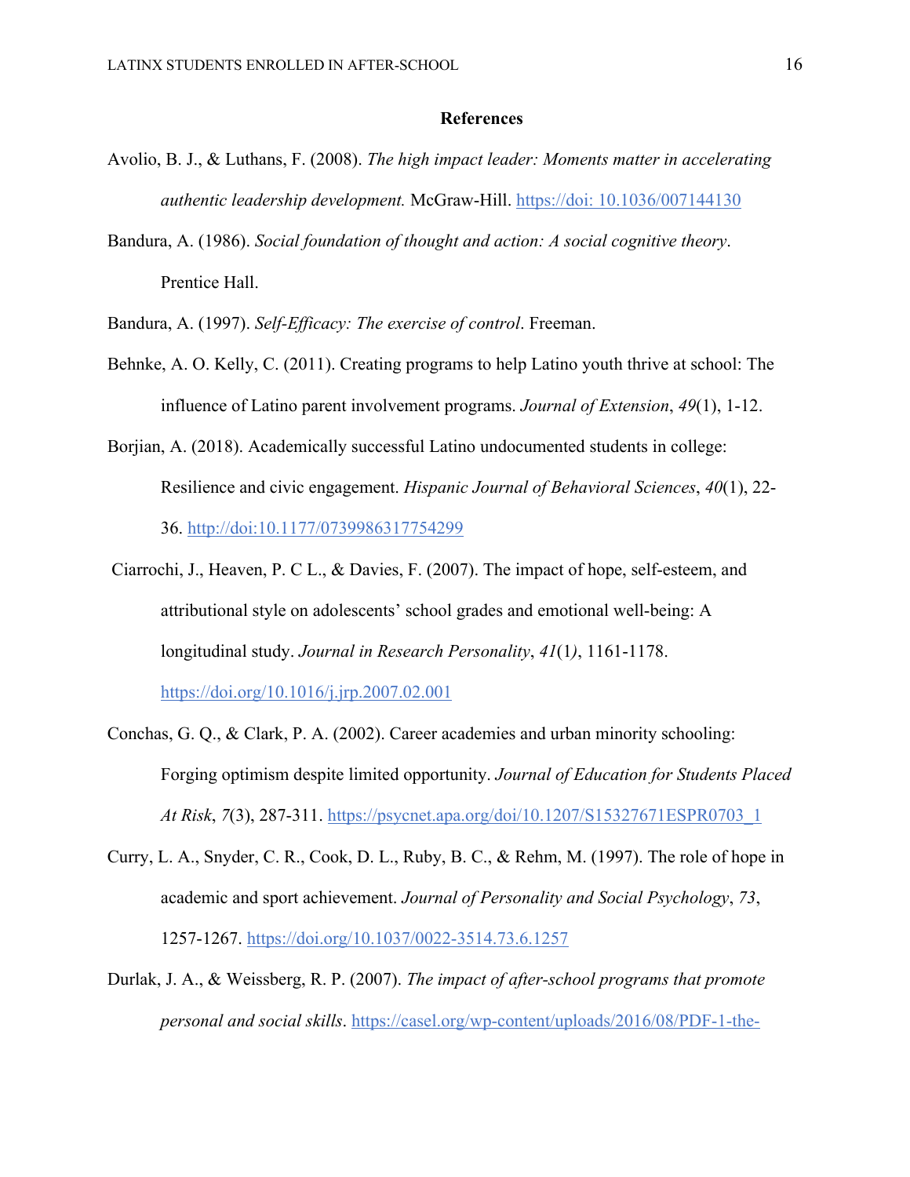**References**

Avolio, B. J., & Luthans, F. (2008). *The high impact leader: Moments matter in accelerating authentic leadership development.* McGraw-Hill. https://doi: 10.1036/007144130

Bandura, A. (1986). *Social foundation of thought and action: A social cognitive theory*. Prentice Hall.

Bandura, A. (1997). *Self-Efficacy: The exercise of control*. Freeman.

Behnke, A. O. Kelly, C. (2011). Creating programs to help Latino youth thrive at school: The influence of Latino parent involvement programs. *Journal of Extension*, *49*(1), 1-12.

Borjian, A. (2018). Academically successful Latino undocumented students in college: Resilience and civic engagement. *Hispanic Journal of Behavioral Sciences*, *40*(1), 22-36. http://doi:10.1177/0739986317754299

Ciarrochi, J., Heaven, P. C L., & Davies, F. (2007). The impact of hope, self-esteem, and attributional style on adolescents' school grades and emotional well-being: A longitudinal study. *Journal in Research Personality*, *41*(1), 1161-1178. https://doi.org/10.1016/j.jrp.2007.02.001

Conchas, G. Q., & Clark, P. A. (2002). Career academies and urban minority schooling: Forging optimism despite limited opportunity. *Journal of Education for Students Placed At Risk*, *7*(3), 287-311. https://psycnet.apa.org/doi/10.1207/S15327671ESPR0703_1

Curry, L. A., Snyder, C. R., Cook, D. L., Ruby, B. C., & Rehm, M. (1997). The role of hope in academic and sport achievement. *Journal of Personality and Social Psychology*, *73*, 1257-1267. https://doi.org/10.1037/0022-3514.73.6.1257

Durlak, J. A., & Weissberg, R. P. (2007). *The impact of after-school programs that promote personal and social skills*. https://casel.org/wp-content/uploads/2016/08/PDF-1-the-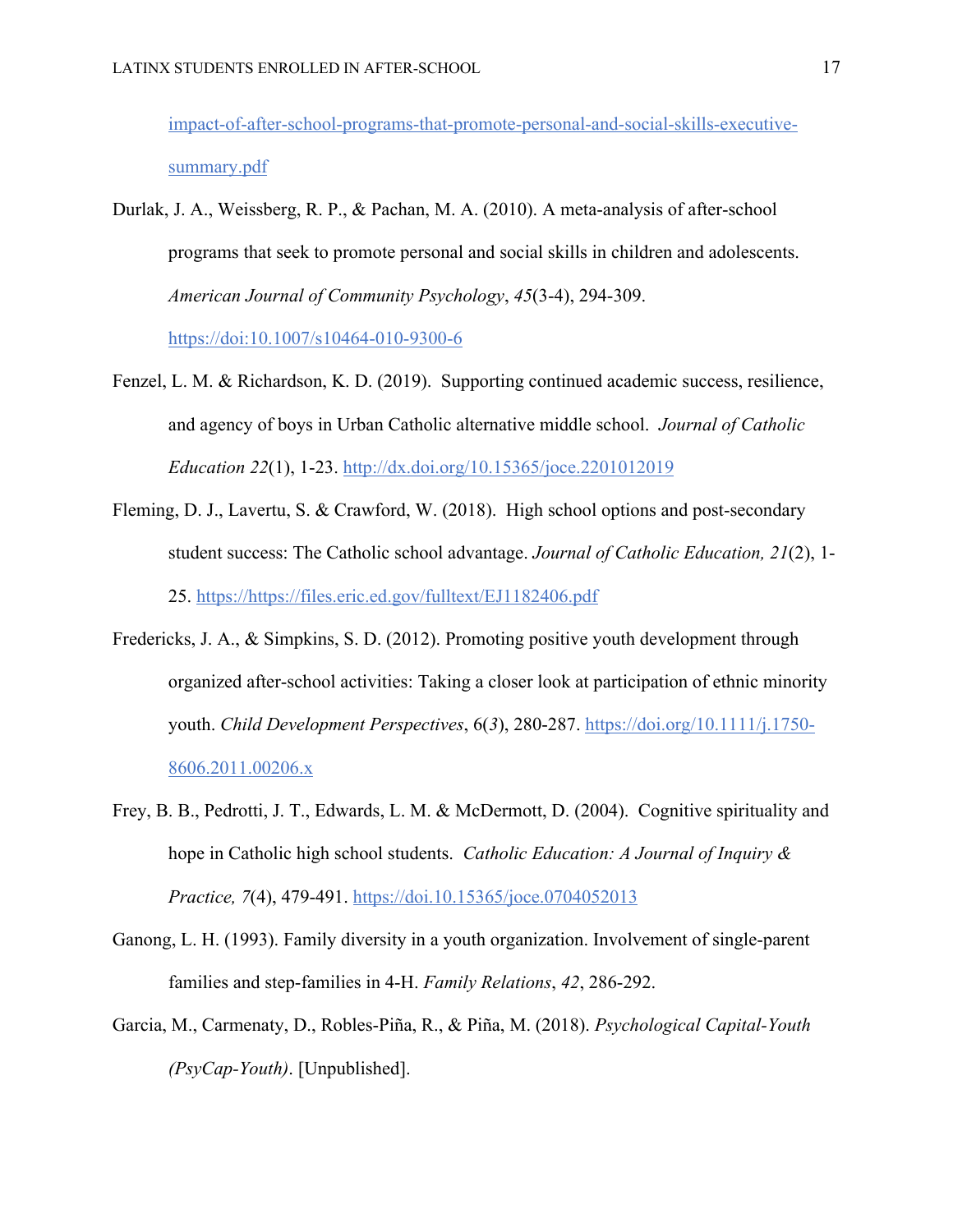impact-of-after-school-programs-that-promote-personal-and-social-skills-executive-summary.pdf

Durlak, J. A., Weissberg, R. P., & Pachan, M. A. (2010). A meta-analysis of after-school programs that seek to promote personal and social skills in children and adolescents. *American Journal of Community Psychology*, *45*(3-4), 294-309. https://doi:10.1007/s10464-010-9300-6

Fenzel, L. M. & Richardson, K. D. (2019). Supporting continued academic success, resilience, and agency of boys in Urban Catholic alternative middle school. *Journal of Catholic Education 22*(1), 1-23. http://dx.doi.org/10.15365/joce.2201012019

Fleming, D. J., Lavertu, S. & Crawford, W. (2018). High school options and post-secondary student success: The Catholic school advantage. *Journal of Catholic Education, 21*(2), 1-25. https://https://files.eric.ed.gov/fulltext/EJ1182406.pdf

Fredericks, J. A., & Simpkins, S. D. (2012). Promoting positive youth development through organized after-school activities: Taking a closer look at participation of ethnic minority youth. *Child Development Perspectives*, 6(*3*), 280-287. https://doi.org/10.1111/j.1750-8606.2011.00206.x

Frey, B. B., Pedrotti, J. T., Edwards, L. M. & McDermott, D. (2004). Cognitive spirituality and hope in Catholic high school students. *Catholic Education: A Journal of Inquiry & Practice, 7*(4), 479-491. https://doi.10.15365/joce.0704052013

Ganong, L. H. (1993). Family diversity in a youth organization. Involvement of single-parent families and step-families in 4-H. *Family Relations*, *42*, 286-292.

Garcia, M., Carmenaty, D., Robles-Piña, R., & Piña, M. (2018). *Psychological Capital-Youth (PsyCap-Youth)*. [Unpublished].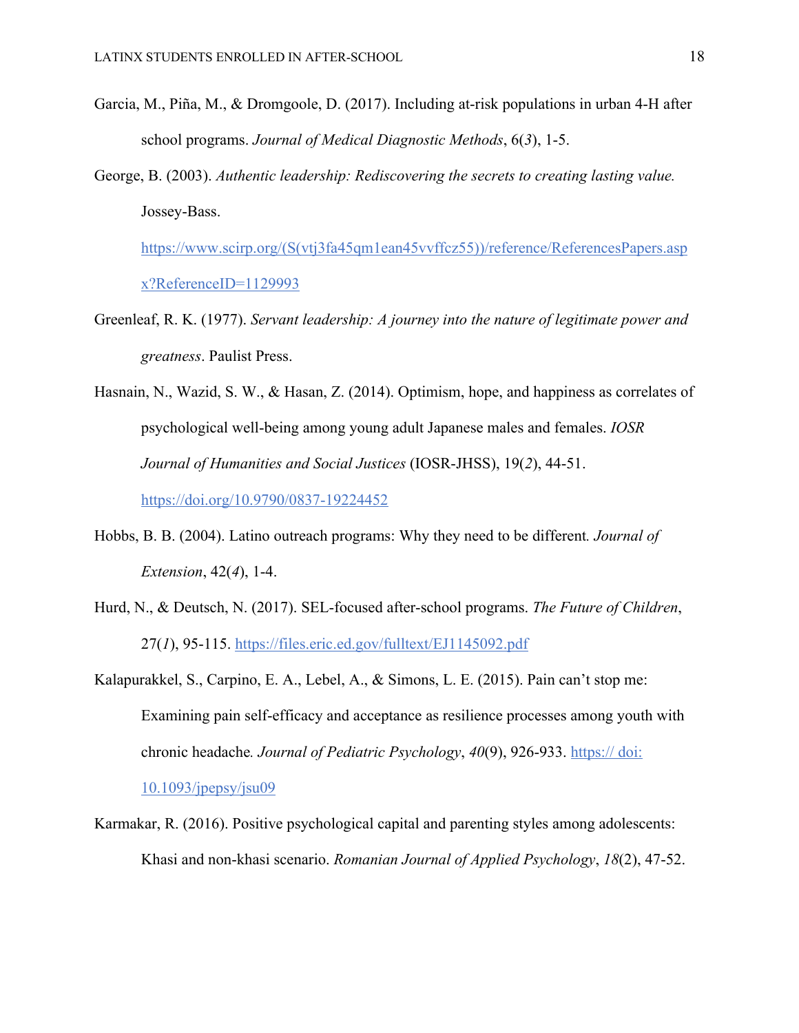Garcia, M., Piña, M., & Dromgoole, D. (2017). Including at-risk populations in urban 4-H after school programs. *Journal of Medical Diagnostic Methods*, 6(*3*), 1-5.

George, B. (2003). *Authentic leadership: Rediscovering the secrets to creating lasting value.* Jossey-Bass. https://www.scirp.org/(S(vtj3fa45qm1ean45vvffcz55))/reference/ReferencesPapers.aspx?ReferenceID=1129993

Greenleaf, R. K. (1977). *Servant leadership: A journey into the nature of legitimate power and greatness*. Paulist Press.

Hasnain, N., Wazid, S. W., & Hasan, Z. (2014). Optimism, hope, and happiness as correlates of psychological well-being among young adult Japanese males and females. *IOSR Journal of Humanities and Social Justices* (IOSR-JHSS), 19(*2*), 44-51. https://doi.org/10.9790/0837-19224452

Hobbs, B. B. (2004). Latino outreach programs: Why they need to be different. *Journal of Extension*, 42(*4*), 1-4.

Hurd, N., & Deutsch, N. (2017). SEL-focused after-school programs. *The Future of Children*, 27(*1*), 95-115. https://files.eric.ed.gov/fulltext/EJ1145092.pdf

Kalapurakkel, S., Carpino, E. A., Lebel, A., & Simons, L. E. (2015). Pain can't stop me: Examining pain self-efficacy and acceptance as resilience processes among youth with chronic headache. *Journal of Pediatric Psychology*, *40*(9), 926-933. https:// doi: 10.1093/jpepsy/jsu09

Karmakar, R. (2016). Positive psychological capital and parenting styles among adolescents: Khasi and non-khasi scenario. *Romanian Journal of Applied Psychology*, *18*(2), 47-52.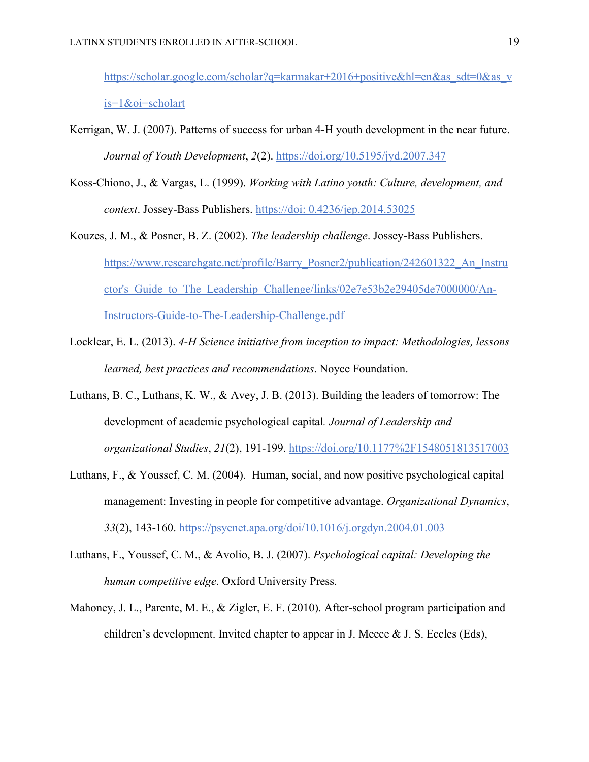https://scholar.google.com/scholar?q=karmakar+2016+positive&hl=en&as_sdt=0&as_vis=1&oi=scholart

Kerrigan, W. J. (2007). Patterns of success for urban 4-H youth development in the near future. *Journal of Youth Development*, *2*(2). https://doi.org/10.5195/jyd.2007.347

Koss-Chiono, J., & Vargas, L. (1999). *Working with Latino youth: Culture, development, and context*. Jossey-Bass Publishers. https://doi: 0.4236/jep.2014.53025

Kouzes, J. M., & Posner, B. Z. (2002). *The leadership challenge*. Jossey-Bass Publishers. https://www.researchgate.net/profile/Barry_Posner2/publication/242601322_An_Instructor's_Guide_to_The_Leadership_Challenge/links/02e7e53b2e29405de7000000/An-Instructors-Guide-to-The-Leadership-Challenge.pdf

Locklear, E. L. (2013). *4-H Science initiative from inception to impact: Methodologies, lessons learned, best practices and recommendations*. Noyce Foundation.

Luthans, B. C., Luthans, K. W., & Avey, J. B. (2013). Building the leaders of tomorrow: The development of academic psychological capital. *Journal of Leadership and organizational Studies*, *21*(2), 191-199. https://doi.org/10.1177%2F1548051813517003

Luthans, F., & Youssef, C. M. (2004). Human, social, and now positive psychological capital management: Investing in people for competitive advantage. *Organizational Dynamics*, *33*(2), 143-160. https://psycnet.apa.org/doi/10.1016/j.orgdyn.2004.01.003

Luthans, F., Youssef, C. M., & Avolio, B. J. (2007). *Psychological capital: Developing the human competitive edge*. Oxford University Press.

Mahoney, J. L., Parente, M. E., & Zigler, E. F. (2010). After-school program participation and children's development. Invited chapter to appear in J. Meece & J. S. Eccles (Eds),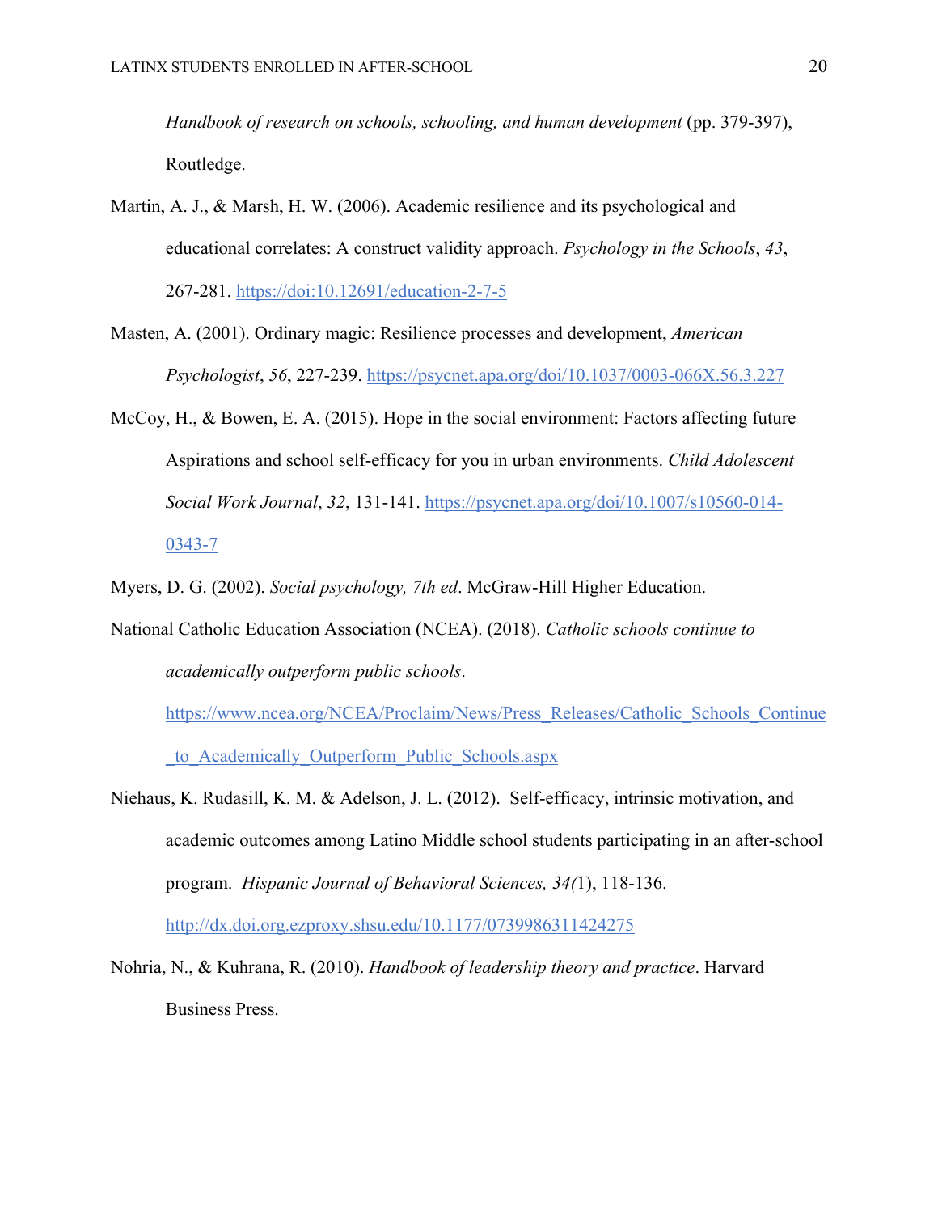*Handbook of research on schools, schooling, and human development* (pp. 379-397), Routledge.

Martin, A. J., & Marsh, H. W. (2006). Academic resilience and its psychological and educational correlates: A construct validity approach. *Psychology in the Schools*, *43*, 267-281. https://doi:10.12691/education-2-7-5

Masten, A. (2001). Ordinary magic: Resilience processes and development, *American Psychologist*, *56*, 227-239. https://psycnet.apa.org/doi/10.1037/0003-066X.56.3.227

McCoy, H., & Bowen, E. A. (2015). Hope in the social environment: Factors affecting future Aspirations and school self-efficacy for you in urban environments. *Child Adolescent Social Work Journal*, *32*, 131-141. https://psycnet.apa.org/doi/10.1007/s10560-014-0343-7

Myers, D. G. (2002). *Social psychology, 7th ed*. McGraw-Hill Higher Education.

National Catholic Education Association (NCEA). (2018). *Catholic schools continue to academically outperform public schools*. https://www.ncea.org/NCEA/Proclaim/News/Press_Releases/Catholic_Schools_Continue_to_Academically_Outperform_Public_Schools.aspx

Niehaus, K. Rudasill, K. M. & Adelson, J. L. (2012). Self-efficacy, intrinsic motivation, and academic outcomes among Latino Middle school students participating in an after-school program. *Hispanic Journal of Behavioral Sciences, 34(*1), 118-136. http://dx.doi.org.ezproxy.shsu.edu/10.1177/0739986311424275

Nohria, N., & Kuhrana, R. (2010). *Handbook of leadership theory and practice*. Harvard Business Press.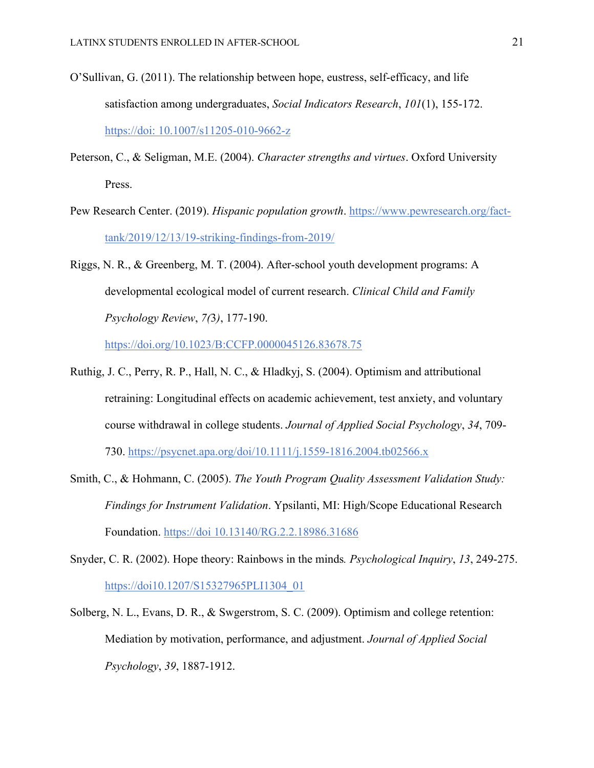O'Sullivan, G. (2011). The relationship between hope, eustress, self-efficacy, and life satisfaction among undergraduates, *Social Indicators Research*, *101*(1), 155-172. https://doi: 10.1007/s11205-010-9662-z

Peterson, C., & Seligman, M.E. (2004). *Character strengths and virtues*. Oxford University Press.

Pew Research Center. (2019). *Hispanic population growth*. https://www.pewresearch.org/fact-tank/2019/12/13/19-striking-findings-from-2019/

Riggs, N. R., & Greenberg, M. T. (2004). After-school youth development programs: A developmental ecological model of current research. *Clinical Child and Family Psychology Review*, *7(*3*)*, 177-190. https://doi.org/10.1023/B:CCFP.0000045126.83678.75

Ruthig, J. C., Perry, R. P., Hall, N. C., & Hladkyj, S. (2004). Optimism and attributional retraining: Longitudinal effects on academic achievement, test anxiety, and voluntary course withdrawal in college students. *Journal of Applied Social Psychology*, *34*, 709-730. https://psycnet.apa.org/doi/10.1111/j.1559-1816.2004.tb02566.x

Smith, C., & Hohmann, C. (2005). *The Youth Program Quality Assessment Validation Study: Findings for Instrument Validation*. Ypsilanti, MI: High/Scope Educational Research Foundation. https://doi 10.13140/RG.2.2.18986.31686

Snyder, C. R. (2002). Hope theory: Rainbows in the minds*. Psychological Inquiry*, *13*, 249-275. https://doi10.1207/S15327965PLI1304_01

Solberg, N. L., Evans, D. R., & Swgerstrom, S. C. (2009). Optimism and college retention: Mediation by motivation, performance, and adjustment. *Journal of Applied Social Psychology*, *39*, 1887-1912.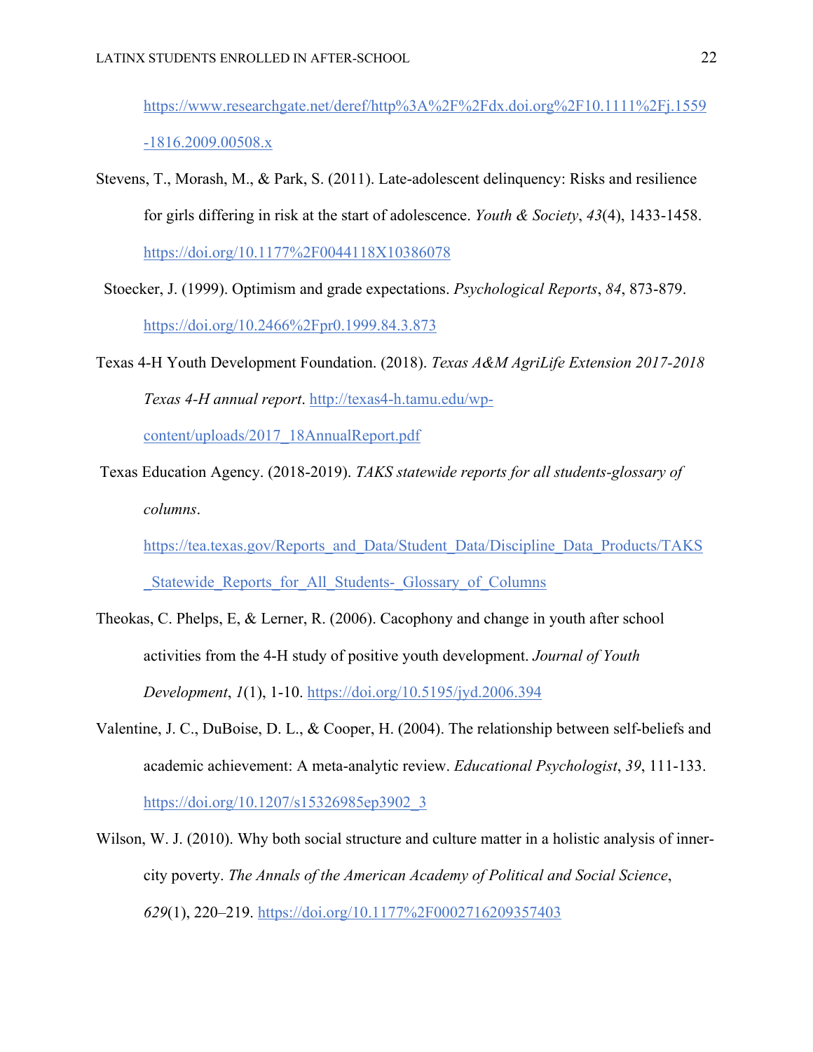https://www.researchgate.net/deref/http%3A%2F%2Fdx.doi.org%2F10.1111%2Fj.1559-1816.2009.00508.x

Stevens, T., Morash, M., & Park, S. (2011). Late-adolescent delinquency: Risks and resilience for girls differing in risk at the start of adolescence. *Youth & Society*, *43*(4), 1433-1458. https://doi.org/10.1177%2F0044118X10386078

Stoecker, J. (1999). Optimism and grade expectations. *Psychological Reports*, *84*, 873-879. https://doi.org/10.2466%2Fpr0.1999.84.3.873

Texas 4-H Youth Development Foundation. (2018). *Texas A&M AgriLife Extension 2017-2018 Texas 4-H annual report*. http://texas4-h.tamu.edu/wp-content/uploads/2017_18AnnualReport.pdf

Texas Education Agency. (2018-2019). *TAKS statewide reports for all students-glossary of columns*. https://tea.texas.gov/Reports_and_Data/Student_Data/Discipline_Data_Products/TAKS_Statewide_Reports_for_All_Students-_Glossary_of_Columns

Theokas, C. Phelps, E, & Lerner, R. (2006). Cacophony and change in youth after school activities from the 4-H study of positive youth development. *Journal of Youth Development*, *1*(1), 1-10. https://doi.org/10.5195/jyd.2006.394

Valentine, J. C., DuBoise, D. L., & Cooper, H. (2004). The relationship between self-beliefs and academic achievement: A meta-analytic review. *Educational Psychologist*, *39*, 111-133. https://doi.org/10.1207/s15326985ep3902_3

Wilson, W. J. (2010). Why both social structure and culture matter in a holistic analysis of inner-city poverty. *The Annals of the American Academy of Political and Social Science*, *629*(1), 220–219. https://doi.org/10.1177%2F0002716209357403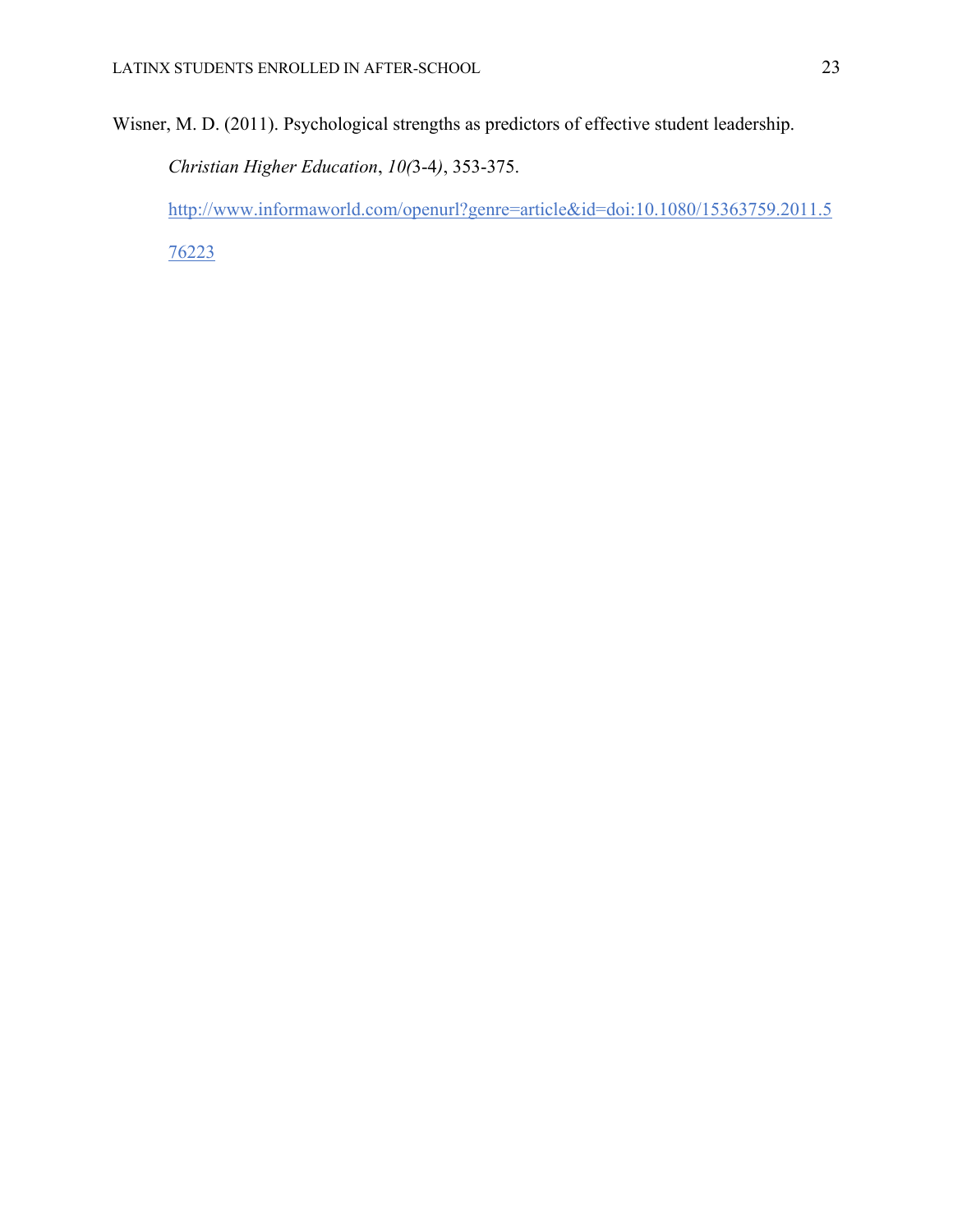Wisner, M. D. (2011). Psychological strengths as predictors of effective student leadership. *Christian Higher Education*, *10(*3-4*)*, 353-375. http://www.informaworld.com/openurl?genre=article&id=doi:10.1080/15363759.2011.576223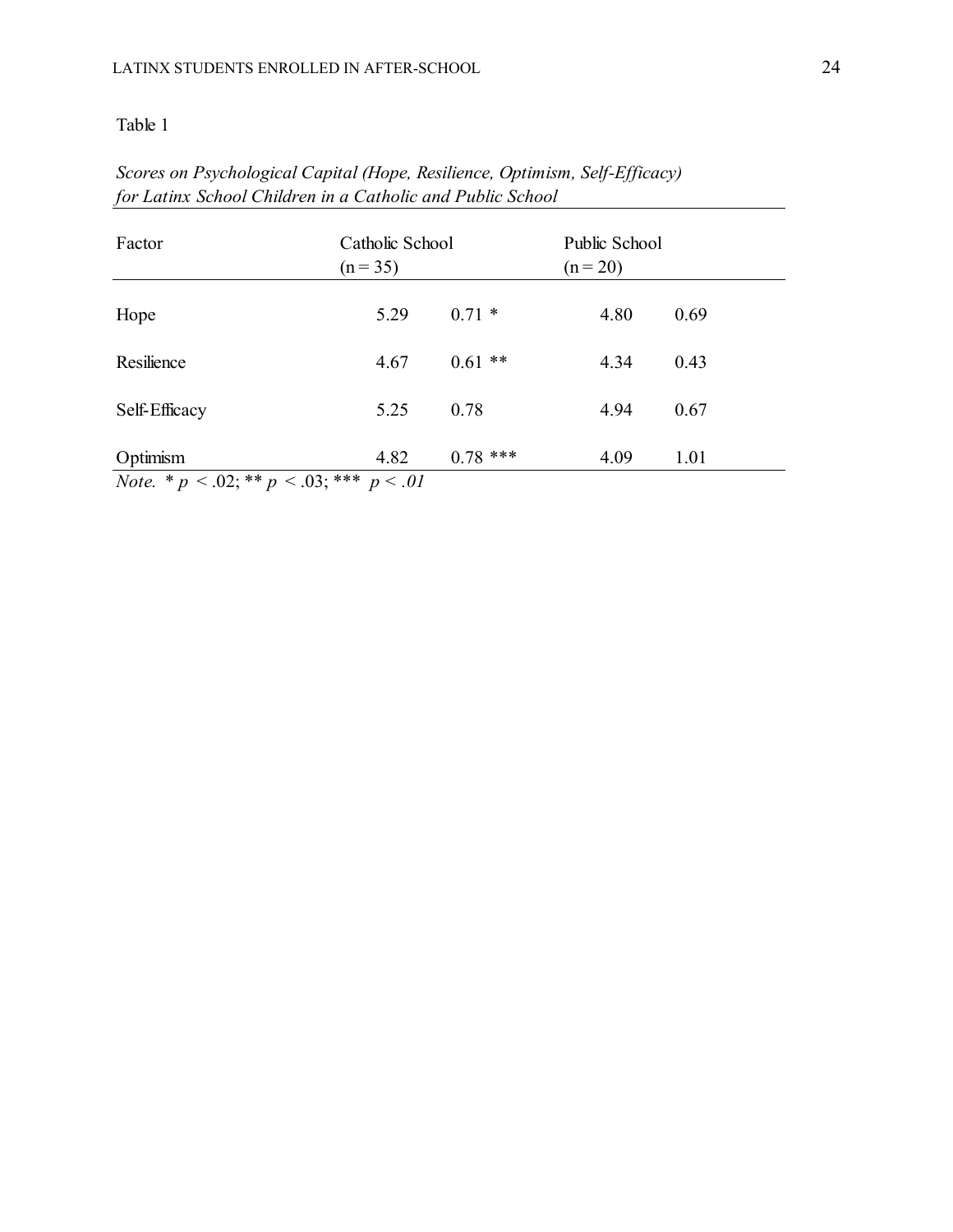Table 1

*Scores on Psychological Capital (Hope, Resilience, Optimism, Self-Efficacy) for Latinx School Children in a Catholic and Public School*

| Factor | Catholic School (n = 35) | | Public School (n = 20) | |
|---|---|---|---|---|
| Hope | 5.29 | 0.71 * | 4.80 | 0.69 |
| Resilience | 4.67 | 0.61 ** | 4.34 | 0.43 |
| Self-Efficacy | 5.25 | 0.78 | 4.94 | 0.67 |
| Optimism | 4.82 | 0.78 *** | 4.09 | 1.01 |

*Note.* * $p < .02$; ** $p < .03$; *** $p < .01$